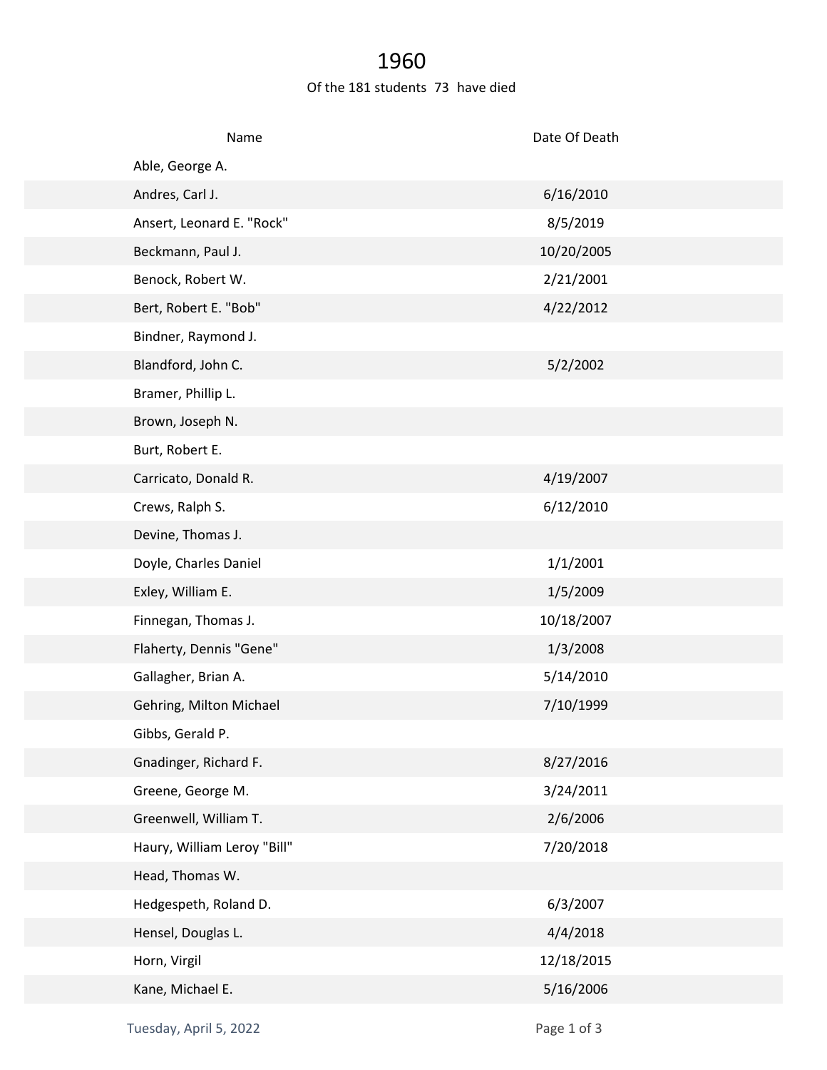# 1960

Of the 181 students 73 have died

| Name | Date Of Death |
| --- | --- |
| Able, George A. | |
| Andres, Carl J. | 6/16/2010 |
| Ansert, Leonard E. "Rock" | 8/5/2019 |
| Beckmann, Paul J. | 10/20/2005 |
| Benock, Robert W. | 2/21/2001 |
| Bert, Robert E. "Bob" | 4/22/2012 |
| Bindner, Raymond J. | |
| Blandford, John C. | 5/2/2002 |
| Bramer, Phillip L. | |
| Brown, Joseph N. | |
| Burt, Robert E. | |
| Carricato, Donald R. | 4/19/2007 |
| Crews, Ralph S. | 6/12/2010 |
| Devine, Thomas J. | |
| Doyle, Charles Daniel | 1/1/2001 |
| Exley, William E. | 1/5/2009 |
| Finnegan, Thomas J. | 10/18/2007 |
| Flaherty, Dennis "Gene" | 1/3/2008 |
| Gallagher, Brian A. | 5/14/2010 |
| Gehring, Milton Michael | 7/10/1999 |
| Gibbs, Gerald P. | |
| Gnadinger, Richard F. | 8/27/2016 |
| Greene, George M. | 3/24/2011 |
| Greenwell, William T. | 2/6/2006 |
| Haury, William Leroy "Bill" | 7/20/2018 |
| Head, Thomas W. | |
| Hedgespeth, Roland D. | 6/3/2007 |
| Hensel, Douglas L. | 4/4/2018 |
| Horn, Virgil | 12/18/2015 |
| Kane, Michael E. | 5/16/2006 |

Tuesday, April 5, 2022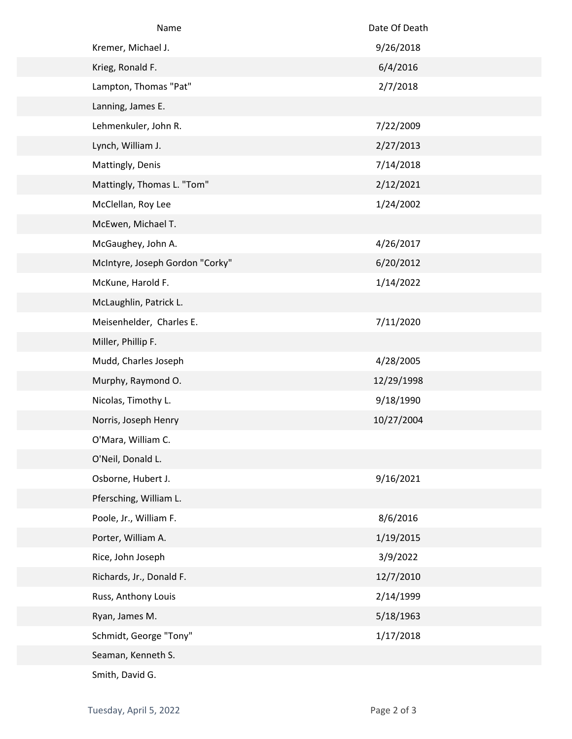| Name | Date Of Death |
| --- | --- |
| Kremer, Michael J. | 9/26/2018 |
| Krieg, Ronald F. | 6/4/2016 |
| Lampton, Thomas "Pat" | 2/7/2018 |
| Lanning, James E. | |
| Lehmenkuler, John R. | 7/22/2009 |
| Lynch, William J. | 2/27/2013 |
| Mattingly, Denis | 7/14/2018 |
| Mattingly, Thomas L. "Tom" | 2/12/2021 |
| McClellan, Roy Lee | 1/24/2002 |
| McEwen, Michael T. | |
| McGaughey, John A. | 4/26/2017 |
| McIntyre, Joseph Gordon "Corky" | 6/20/2012 |
| McKune, Harold F. | 1/14/2022 |
| McLaughlin, Patrick L. | |
| Meisenhelder, Charles E. | 7/11/2020 |
| Miller, Phillip F. | |
| Mudd, Charles Joseph | 4/28/2005 |
| Murphy, Raymond O. | 12/29/1998 |
| Nicolas, Timothy L. | 9/18/1990 |
| Norris, Joseph Henry | 10/27/2004 |
| O'Mara, William C. | |
| O'Neil, Donald L. | |
| Osborne, Hubert J. | 9/16/2021 |
| Pfersching, William L. | |
| Poole, Jr., William F. | 8/6/2016 |
| Porter, William A. | 1/19/2015 |
| Rice, John Joseph | 3/9/2022 |
| Richards, Jr., Donald F. | 12/7/2010 |
| Russ, Anthony Louis | 2/14/1999 |
| Ryan, James M. | 5/18/1963 |
| Schmidt, George "Tony" | 1/17/2018 |
| Seaman, Kenneth S. | |
| Smith, David G. | |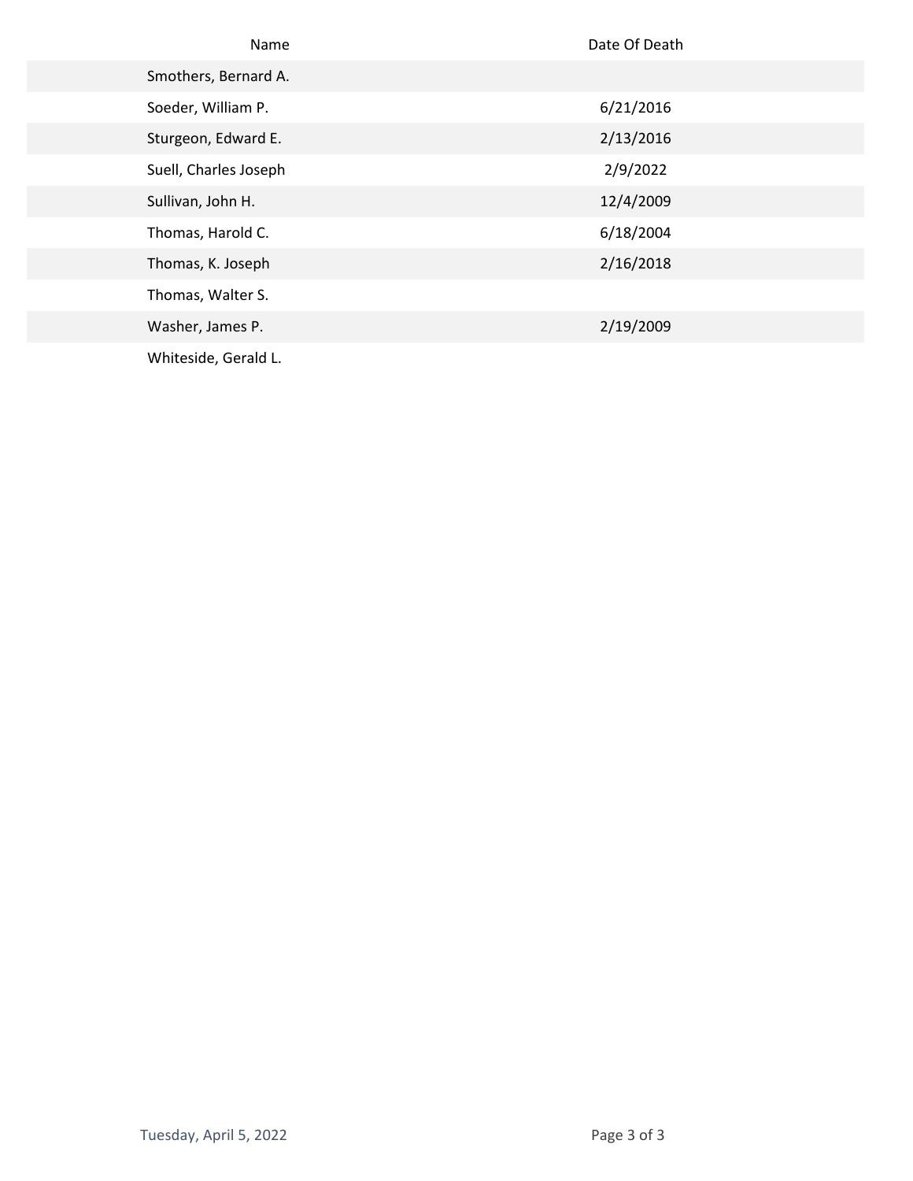| Name | Date Of Death |
| --- | --- |
| Smothers, Bernard A. | |
| Soeder, William P. | 6/21/2016 |
| Sturgeon, Edward E. | 2/13/2016 |
| Suell, Charles Joseph | 2/9/2022 |
| Sullivan, John H. | 12/4/2009 |
| Thomas, Harold C. | 6/18/2004 |
| Thomas, K. Joseph | 2/16/2018 |
| Thomas, Walter S. | |
| Washer, James P. | 2/19/2009 |
| Whiteside, Gerald L. | |

Tuesday, April 5, 2022